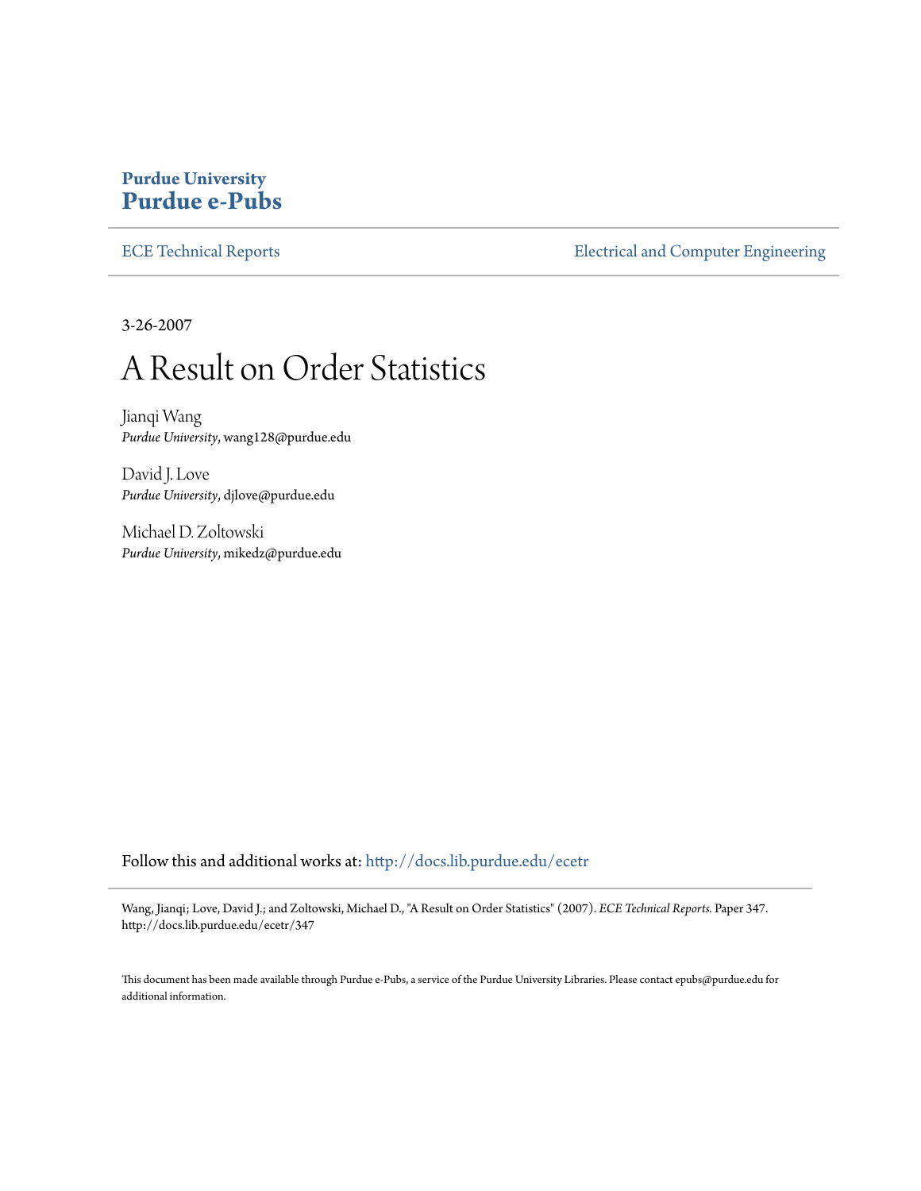**Purdue University**
# Purdue e-Pubs

ECE Technical Reports | Electrical and Computer Engineering

3-26-2007

# A Result on Order Statistics

Jianqi Wang
*Purdue University*, wang128@purdue.edu

David J. Love
*Purdue University*, djlove@purdue.edu

Michael D. Zoltowski
*Purdue University*, mikedz@purdue.edu

Follow this and additional works at: http://docs.lib.purdue.edu/ecetr

Wang, Jianqi; Love, David J.; and Zoltowski, Michael D., "A Result on Order Statistics" (2007). *ECE Technical Reports.* Paper 347. http://docs.lib.purdue.edu/ecetr/347

This document has been made available through Purdue e-Pubs, a service of the Purdue University Libraries. Please contact epubs@purdue.edu for additional information.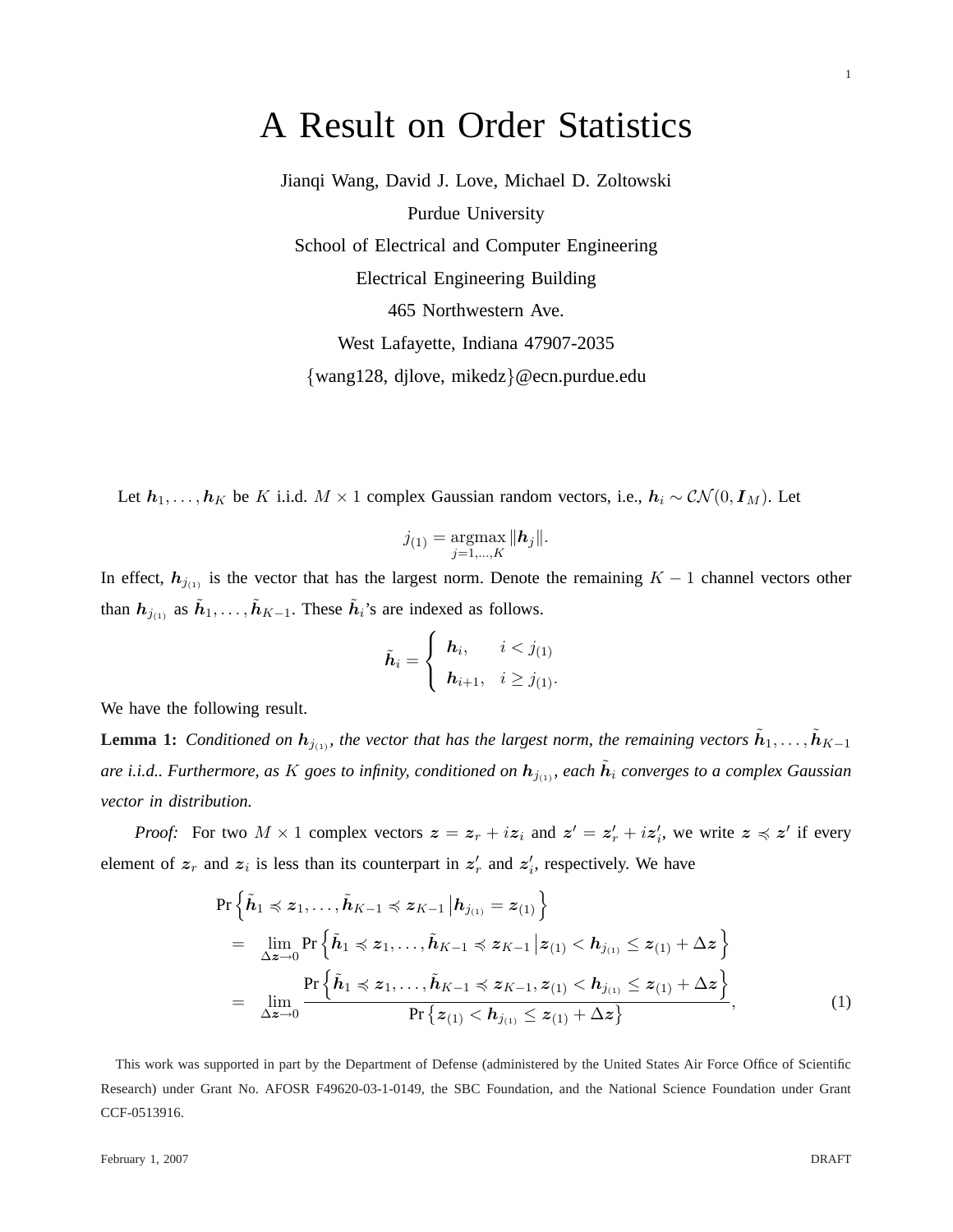# A Result on Order Statistics

Jianqi Wang, David J. Love, Michael D. Zoltowski

Purdue University

School of Electrical and Computer Engineering

Electrical Engineering Building

465 Northwestern Ave.

West Lafayette, Indiana 47907-2035

{wang128, djlove, mikedz}@ecn.purdue.edu

Let $\boldsymbol{h}_1, \ldots, \boldsymbol{h}_K$ be $K$ i.i.d. $M \times 1$ complex Gaussian random vectors, i.e., $\boldsymbol{h}_i \sim \mathcal{CN}(0, \boldsymbol{I}_M)$. Let

$$j_{(1)} = \underset{j=1,\ldots,K}{\operatorname{argmax}} \|\boldsymbol{h}_j\|.$$

In effect, $\boldsymbol{h}_{j_{(1)}}$ is the vector that has the largest norm. Denote the remaining $K-1$ channel vectors other than $\boldsymbol{h}_{j_{(1)}}$ as $\tilde{\boldsymbol{h}}_1, \ldots, \tilde{\boldsymbol{h}}_{K-1}$. These $\tilde{\boldsymbol{h}}_i$'s are indexed as follows.

$$\tilde{\boldsymbol{h}}_i = \begin{cases} \boldsymbol{h}_i, & i < j_{(1)} \\ \boldsymbol{h}_{i+1}, & i \geq j_{(1)}. \end{cases}$$

We have the following result.

**Lemma 1:** *Conditioned on $\boldsymbol{h}_{j_{(1)}}$, the vector that has the largest norm, the remaining vectors $\tilde{\boldsymbol{h}}_1, \ldots, \tilde{\boldsymbol{h}}_{K-1}$ are i.i.d.. Furthermore, as $K$ goes to infinity, conditioned on $\boldsymbol{h}_{j_{(1)}}$, each $\tilde{\boldsymbol{h}}_i$ converges to a complex Gaussian vector in distribution.*

*Proof:* For two $M \times 1$ complex vectors $\boldsymbol{z} = \boldsymbol{z}_r + i\boldsymbol{z}_i$ and $\boldsymbol{z}' = \boldsymbol{z}'_r + i\boldsymbol{z}'_i$, we write $\boldsymbol{z} \preccurlyeq \boldsymbol{z}'$ if every element of $\boldsymbol{z}_r$ and $\boldsymbol{z}_i$ is less than its counterpart in $\boldsymbol{z}'_r$ and $\boldsymbol{z}'_i$, respectively. We have

$$\begin{aligned}
&\Pr\left\{\tilde{\boldsymbol{h}}_1 \preccurlyeq \boldsymbol{z}_1, \ldots, \tilde{\boldsymbol{h}}_{K-1} \preccurlyeq \boldsymbol{z}_{K-1} \middle| \boldsymbol{h}_{j_{(1)}} = \boldsymbol{z}_{(1)}\right\} \\
&= \lim_{\Delta \boldsymbol{z} \to 0} \Pr\left\{\tilde{\boldsymbol{h}}_1 \preccurlyeq \boldsymbol{z}_1, \ldots, \tilde{\boldsymbol{h}}_{K-1} \preccurlyeq \boldsymbol{z}_{K-1} \middle| \boldsymbol{z}_{(1)} < \boldsymbol{h}_{j_{(1)}} \leq \boldsymbol{z}_{(1)} + \Delta \boldsymbol{z}\right\} \\
&= \lim_{\Delta \boldsymbol{z} \to 0} \frac{\Pr\left\{\tilde{\boldsymbol{h}}_1 \preccurlyeq \boldsymbol{z}_1, \ldots, \tilde{\boldsymbol{h}}_{K-1} \preccurlyeq \boldsymbol{z}_{K-1}, \boldsymbol{z}_{(1)} < \boldsymbol{h}_{j_{(1)}} \leq \boldsymbol{z}_{(1)} + \Delta \boldsymbol{z}\right\}}{\Pr\left\{\boldsymbol{z}_{(1)} < \boldsymbol{h}_{j_{(1)}} \leq \boldsymbol{z}_{(1)} + \Delta \boldsymbol{z}\right\}}, \qquad (1)
\end{aligned}$$

This work was supported in part by the Department of Defense (administered by the United States Air Force Office of Scientific Research) under Grant No. AFOSR F49620-03-1-0149, the SBC Foundation, and the National Science Foundation under Grant CCF-0513916.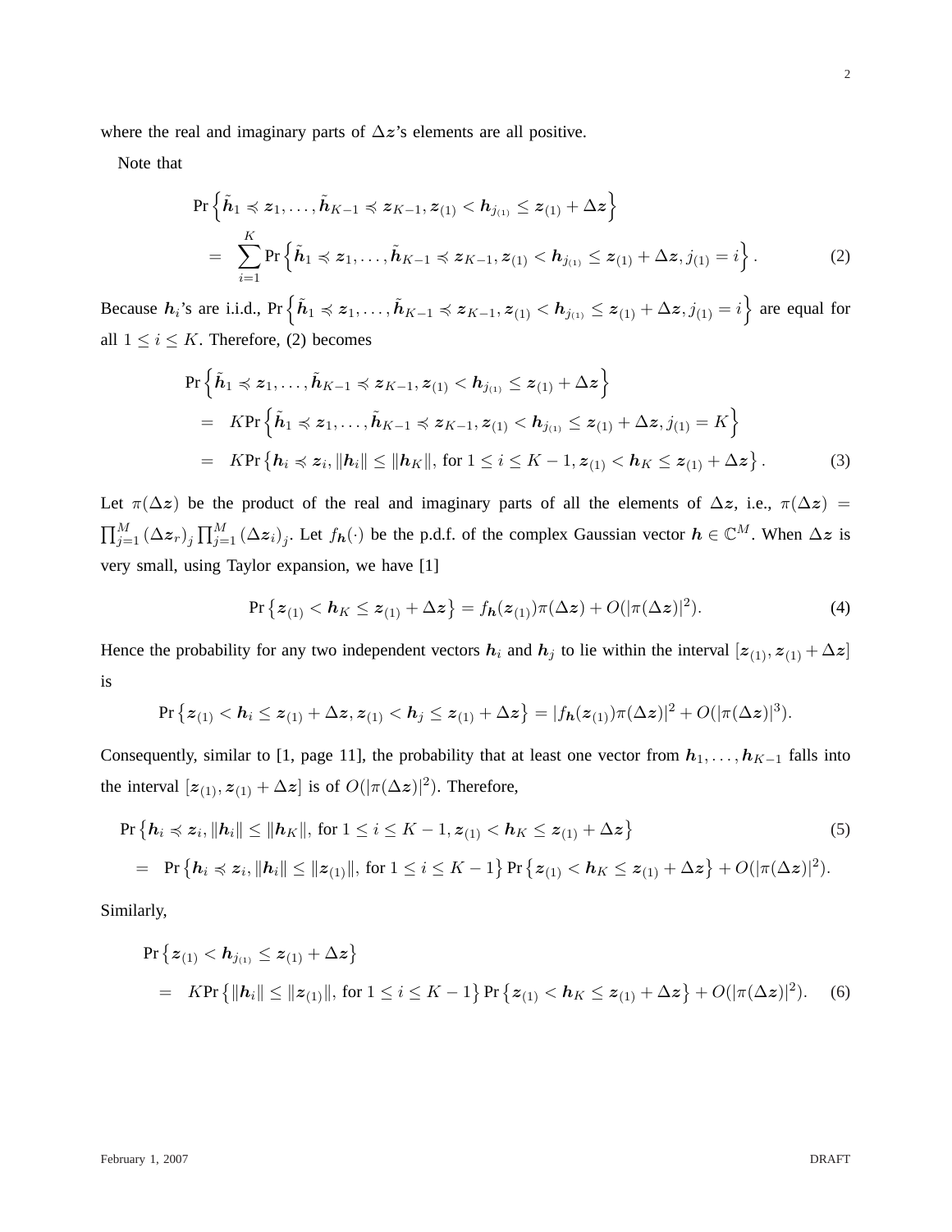where the real and imaginary parts of $\Delta\boldsymbol{z}$'s elements are all positive.

Note that

$$
\begin{aligned}
&\Pr\left\{\tilde{\boldsymbol{h}}_1 \preccurlyeq \boldsymbol{z}_1, \ldots, \tilde{\boldsymbol{h}}_{K-1} \preccurlyeq \boldsymbol{z}_{K-1}, \boldsymbol{z}_{(1)} < \boldsymbol{h}_{j_{(1)}} \leq \boldsymbol{z}_{(1)} + \Delta\boldsymbol{z}\right\} \\
&= \sum_{i=1}^{K} \Pr\left\{\tilde{\boldsymbol{h}}_1 \preccurlyeq \boldsymbol{z}_1, \ldots, \tilde{\boldsymbol{h}}_{K-1} \preccurlyeq \boldsymbol{z}_{K-1}, \boldsymbol{z}_{(1)} < \boldsymbol{h}_{j_{(1)}} \leq \boldsymbol{z}_{(1)} + \Delta\boldsymbol{z}, j_{(1)} = i\right\}. \qquad (2)
\end{aligned}
$$

Because $\boldsymbol{h}_i$'s are i.i.d., $\Pr\left\{\tilde{\boldsymbol{h}}_1 \preccurlyeq \boldsymbol{z}_1, \ldots, \tilde{\boldsymbol{h}}_{K-1} \preccurlyeq \boldsymbol{z}_{K-1}, \boldsymbol{z}_{(1)} < \boldsymbol{h}_{j_{(1)}} \leq \boldsymbol{z}_{(1)} + \Delta\boldsymbol{z}, j_{(1)} = i\right\}$ are equal for all $1 \leq i \leq K$. Therefore, (2) becomes

$$
\begin{aligned}
&\Pr\left\{\tilde{\boldsymbol{h}}_1 \preccurlyeq \boldsymbol{z}_1, \ldots, \tilde{\boldsymbol{h}}_{K-1} \preccurlyeq \boldsymbol{z}_{K-1}, \boldsymbol{z}_{(1)} < \boldsymbol{h}_{j_{(1)}} \leq \boldsymbol{z}_{(1)} + \Delta\boldsymbol{z}\right\} \\
&= K\Pr\left\{\tilde{\boldsymbol{h}}_1 \preccurlyeq \boldsymbol{z}_1, \ldots, \tilde{\boldsymbol{h}}_{K-1} \preccurlyeq \boldsymbol{z}_{K-1}, \boldsymbol{z}_{(1)} < \boldsymbol{h}_{j_{(1)}} \leq \boldsymbol{z}_{(1)} + \Delta\boldsymbol{z}, j_{(1)} = K\right\} \\
&= K\Pr\left\{\boldsymbol{h}_i \preccurlyeq \boldsymbol{z}_i, \|\boldsymbol{h}_i\| \leq \|\boldsymbol{h}_K\|, \text{ for } 1 \leq i \leq K-1, \boldsymbol{z}_{(1)} < \boldsymbol{h}_K \leq \boldsymbol{z}_{(1)} + \Delta\boldsymbol{z}\right\}. \qquad (3)
\end{aligned}
$$

Let $\pi(\Delta\boldsymbol{z})$ be the product of the real and imaginary parts of all the elements of $\Delta\boldsymbol{z}$, i.e., $\pi(\Delta\boldsymbol{z}) = \prod_{j=1}^{M} (\Delta\boldsymbol{z}_r)_j \prod_{j=1}^{M} (\Delta\boldsymbol{z}_i)_j$. Let $f_{\boldsymbol{h}}(\cdot)$ be the p.d.f. of the complex Gaussian vector $\boldsymbol{h} \in \mathbb{C}^M$. When $\Delta\boldsymbol{z}$ is very small, using Taylor expansion, we have [1]

$$
\Pr\left\{\boldsymbol{z}_{(1)} < \boldsymbol{h}_K \leq \boldsymbol{z}_{(1)} + \Delta\boldsymbol{z}\right\} = f_{\boldsymbol{h}}(\boldsymbol{z}_{(1)})\pi(\Delta\boldsymbol{z}) + O(|\pi(\Delta\boldsymbol{z})|^2). \qquad (4)
$$

Hence the probability for any two independent vectors $\boldsymbol{h}_i$ and $\boldsymbol{h}_j$ to lie within the interval $[\boldsymbol{z}_{(1)}, \boldsymbol{z}_{(1)} + \Delta\boldsymbol{z}]$ is

$$
\Pr\left\{\boldsymbol{z}_{(1)} < \boldsymbol{h}_i \leq \boldsymbol{z}_{(1)} + \Delta\boldsymbol{z}, \boldsymbol{z}_{(1)} < \boldsymbol{h}_j \leq \boldsymbol{z}_{(1)} + \Delta\boldsymbol{z}\right\} = |f_{\boldsymbol{h}}(\boldsymbol{z}_{(1)})\pi(\Delta\boldsymbol{z})|^2 + O(|\pi(\Delta\boldsymbol{z})|^3).
$$

Consequently, similar to [1, page 11], the probability that at least one vector from $\boldsymbol{h}_1, \ldots, \boldsymbol{h}_{K-1}$ falls into the interval $[\boldsymbol{z}_{(1)}, \boldsymbol{z}_{(1)} + \Delta\boldsymbol{z}]$ is of $O(|\pi(\Delta\boldsymbol{z})|^2)$. Therefore,

$$
\begin{aligned}
&\Pr\left\{\boldsymbol{h}_i \preccurlyeq \boldsymbol{z}_i, \|\boldsymbol{h}_i\| \leq \|\boldsymbol{h}_K\|, \text{ for } 1 \leq i \leq K-1, \boldsymbol{z}_{(1)} < \boldsymbol{h}_K \leq \boldsymbol{z}_{(1)} + \Delta\boldsymbol{z}\right\} \qquad (5) \\
&= \Pr\left\{\boldsymbol{h}_i \preccurlyeq \boldsymbol{z}_i, \|\boldsymbol{h}_i\| \leq \|\boldsymbol{z}_{(1)}\|, \text{ for } 1 \leq i \leq K-1\right\} \Pr\left\{\boldsymbol{z}_{(1)} < \boldsymbol{h}_K \leq \boldsymbol{z}_{(1)} + \Delta\boldsymbol{z}\right\} + O(|\pi(\Delta\boldsymbol{z})|^2).
\end{aligned}
$$

Similarly,

$$
\begin{aligned}
&\Pr\left\{\boldsymbol{z}_{(1)} < \boldsymbol{h}_{j_{(1)}} \leq \boldsymbol{z}_{(1)} + \Delta\boldsymbol{z}\right\} \\
&= K\Pr\left\{\|\boldsymbol{h}_i\| \leq \|\boldsymbol{z}_{(1)}\|, \text{ for } 1 \leq i \leq K-1\right\} \Pr\left\{\boldsymbol{z}_{(1)} < \boldsymbol{h}_K \leq \boldsymbol{z}_{(1)} + \Delta\boldsymbol{z}\right\} + O(|\pi(\Delta\boldsymbol{z})|^2). \qquad (6)
\end{aligned}
$$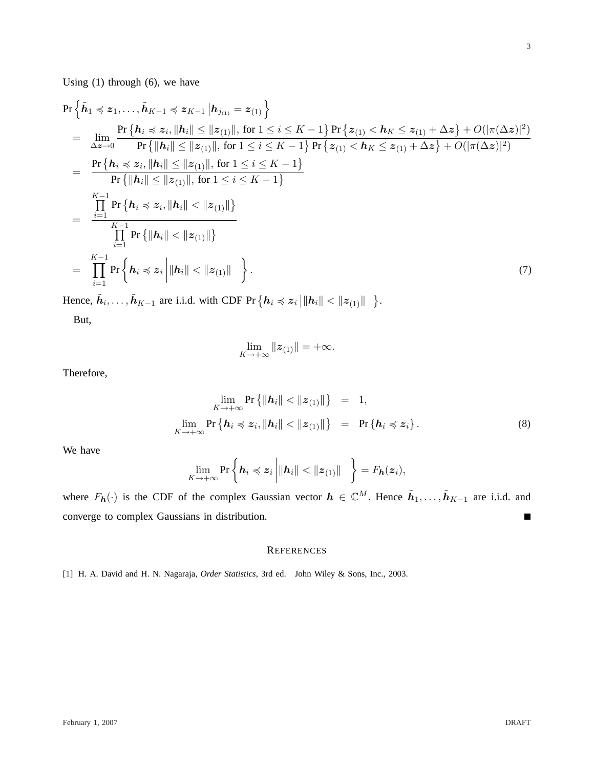Using (1) through (6), we have

$$
\begin{aligned}
&\Pr\left\{\tilde{\boldsymbol{h}}_1 \preccurlyeq \boldsymbol{z}_1, \ldots, \tilde{\boldsymbol{h}}_{K-1} \preccurlyeq \boldsymbol{z}_{K-1} \,\middle|\, \boldsymbol{h}_{j_{(1)}} = \boldsymbol{z}_{(1)} \right\} \\
&= \lim_{\Delta \boldsymbol{z} \to 0} \frac{\Pr\left\{\boldsymbol{h}_i \preccurlyeq \boldsymbol{z}_i, \|\boldsymbol{h}_i\| \leq \|\boldsymbol{z}_{(1)}\|, \text{ for } 1 \leq i \leq K-1\right\} \Pr\left\{\boldsymbol{z}_{(1)} < \boldsymbol{h}_K \leq \boldsymbol{z}_{(1)} + \Delta \boldsymbol{z}\right\} + O(|\pi(\Delta \boldsymbol{z})|^2)}{\Pr\left\{\|\boldsymbol{h}_i\| \leq \|\boldsymbol{z}_{(1)}\|, \text{ for } 1 \leq i \leq K-1\right\} \Pr\left\{\boldsymbol{z}_{(1)} < \boldsymbol{h}_K \leq \boldsymbol{z}_{(1)} + \Delta \boldsymbol{z}\right\} + O(|\pi(\Delta \boldsymbol{z})|^2)} \\
&= \frac{\Pr\left\{\boldsymbol{h}_i \preccurlyeq \boldsymbol{z}_i, \|\boldsymbol{h}_i\| \leq \|\boldsymbol{z}_{(1)}\|, \text{ for } 1 \leq i \leq K-1\right\}}{\Pr\left\{\|\boldsymbol{h}_i\| \leq \|\boldsymbol{z}_{(1)}\|, \text{ for } 1 \leq i \leq K-1\right\}} \\
&= \frac{\prod_{i=1}^{K-1} \Pr\left\{\boldsymbol{h}_i \preccurlyeq \boldsymbol{z}_i, \|\boldsymbol{h}_i\| < \|\boldsymbol{z}_{(1)}\|\right\}}{\prod_{i=1}^{K-1} \Pr\left\{\|\boldsymbol{h}_i\| < \|\boldsymbol{z}_{(1)}\|\right\}} \\
&= \prod_{i=1}^{K-1} \Pr\left\{\boldsymbol{h}_i \preccurlyeq \boldsymbol{z}_i \,\middle|\, \|\boldsymbol{h}_i\| < \|\boldsymbol{z}_{(1)}\| \right\}.
\end{aligned}
\tag{7}
$$

Hence, $\tilde{\boldsymbol{h}}_i, \ldots, \tilde{\boldsymbol{h}}_{K-1}$ are i.i.d. with CDF $\Pr\left\{\boldsymbol{h}_i \preccurlyeq \boldsymbol{z}_i \,\middle|\, \|\boldsymbol{h}_i\| < \|\boldsymbol{z}_{(1)}\| \right\}$.

But,

$$
\lim_{K \to +\infty} \|\boldsymbol{z}_{(1)}\| = +\infty.
$$

Therefore,

$$
\begin{aligned}
\lim_{K \to +\infty} \Pr\left\{\|\boldsymbol{h}_i\| < \|\boldsymbol{z}_{(1)}\|\right\} &= 1, \\
\lim_{K \to +\infty} \Pr\left\{\boldsymbol{h}_i \preccurlyeq \boldsymbol{z}_i, \|\boldsymbol{h}_i\| < \|\boldsymbol{z}_{(1)}\|\right\} &= \Pr\left\{\boldsymbol{h}_i \preccurlyeq \boldsymbol{z}_i\right\}.
\end{aligned}
\tag{8}
$$

We have

$$
\lim_{K \to +\infty} \Pr\left\{\boldsymbol{h}_i \preccurlyeq \boldsymbol{z}_i \,\middle|\, \|\boldsymbol{h}_i\| < \|\boldsymbol{z}_{(1)}\| \right\} = F_{\boldsymbol{h}}(\boldsymbol{z}_i),
$$

where $F_{\boldsymbol{h}}(\cdot)$ is the CDF of the complex Gaussian vector $\boldsymbol{h} \in \mathbb{C}^M$. Hence $\tilde{\boldsymbol{h}}_1, \ldots, \tilde{\boldsymbol{h}}_{K-1}$ are i.i.d. and converge to complex Gaussians in distribution. ■

## References

[1] H. A. David and H. N. Nagaraja, *Order Statistics*, 3rd ed. John Wiley & Sons, Inc., 2003.